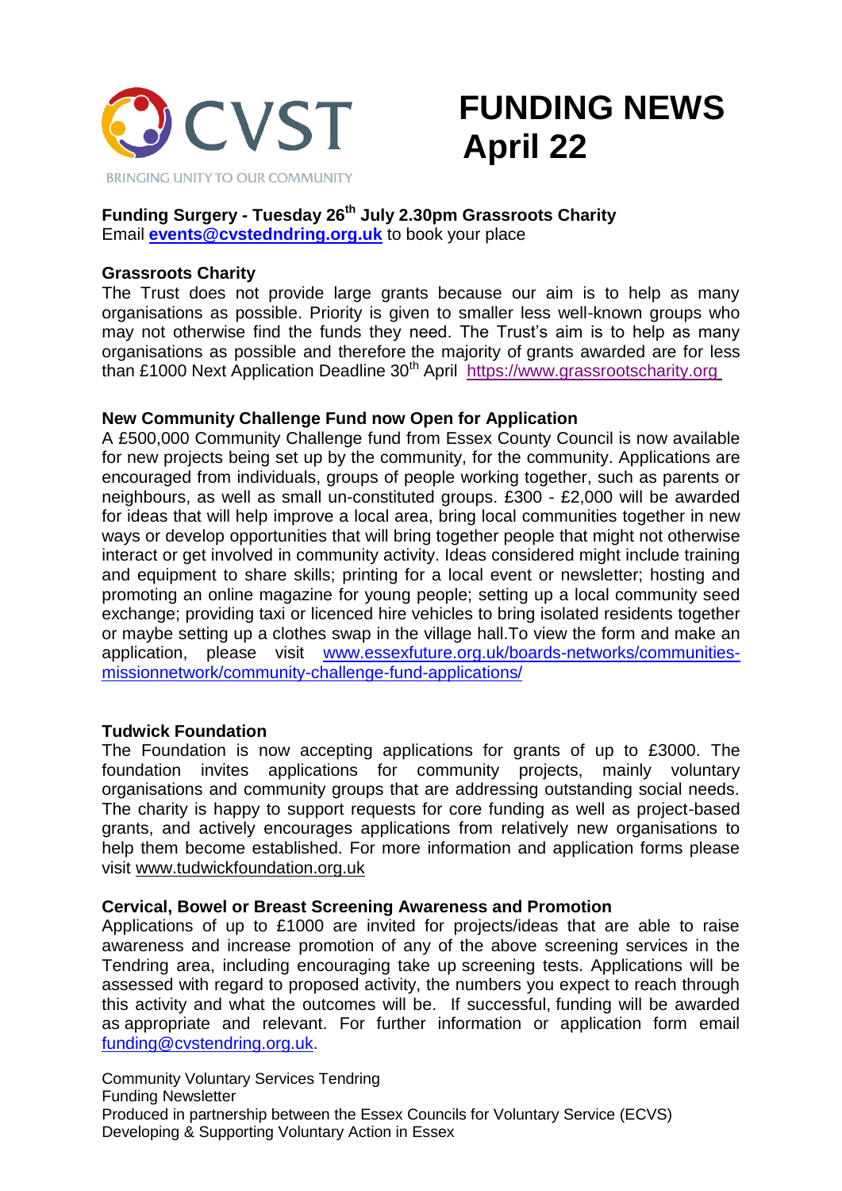CVST

BRINGING UNITY TO OUR COMMUNITY

# FUNDING NEWS April 22

**Funding Surgery - Tuesday 26th July 2.30pm Grassroots Charity**
Email **events@cvstedndring.org.uk** to book your place

**Grassroots Charity**

The Trust does not provide large grants because our aim is to help as many organisations as possible. Priority is given to smaller less well-known groups who may not otherwise find the funds they need. The Trust's aim is to help as many organisations as possible and therefore the majority of grants awarded are for less than £1000 Next Application Deadline 30th April https://www.grassrootscharity.org

**New Community Challenge Fund now Open for Application**

A £500,000 Community Challenge fund from Essex County Council is now available for new projects being set up by the community, for the community. Applications are encouraged from individuals, groups of people working together, such as parents or neighbours, as well as small un-constituted groups. £300 - £2,000 will be awarded for ideas that will help improve a local area, bring local communities together in new ways or develop opportunities that will bring together people that might not otherwise interact or get involved in community activity. Ideas considered might include training and equipment to share skills; printing for a local event or newsletter; hosting and promoting an online magazine for young people; setting up a local community seed exchange; providing taxi or licenced hire vehicles to bring isolated residents together or maybe setting up a clothes swap in the village hall.To view the form and make an application, please visit www.essexfuture.org.uk/boards-networks/communities-missionnetwork/community-challenge-fund-applications/

**Tudwick Foundation**

The Foundation is now accepting applications for grants of up to £3000. The foundation invites applications for community projects, mainly voluntary organisations and community groups that are addressing outstanding social needs. The charity is happy to support requests for core funding as well as project-based grants, and actively encourages applications from relatively new organisations to help them become established. For more information and application forms please visit www.tudwickfoundation.org.uk

**Cervical, Bowel or Breast Screening Awareness and Promotion**

Applications of up to £1000 are invited for projects/ideas that are able to raise awareness and increase promotion of any of the above screening services in the Tendring area, including encouraging take up screening tests. Applications will be assessed with regard to proposed activity, the numbers you expect to reach through this activity and what the outcomes will be. If successful, funding will be awarded as appropriate and relevant. For further information or application form email funding@cvstendring.org.uk.

Community Voluntary Services Tendring
Funding Newsletter
Produced in partnership between the Essex Councils for Voluntary Service (ECVS)
Developing & Supporting Voluntary Action in Essex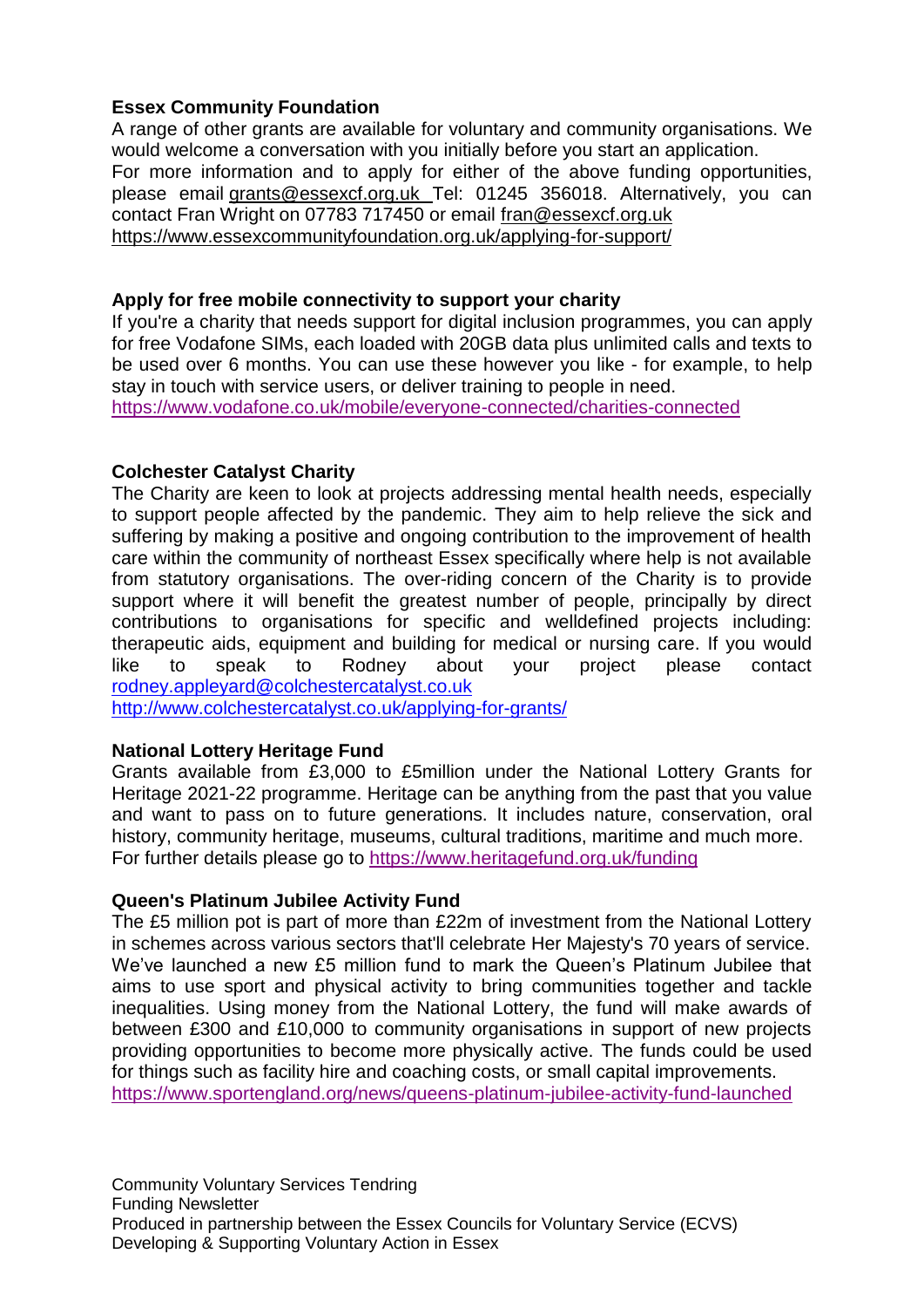**Essex Community Foundation**

A range of other grants are available for voluntary and community organisations. We would welcome a conversation with you initially before you start an application.
For more information and to apply for either of the above funding opportunities, please email grants@essexcf.org.uk Tel: 01245 356018. Alternatively, you can contact Fran Wright on 07783 717450 or email fran@essexcf.org.uk
https://www.essexcommunityfoundation.org.uk/applying-for-support/

**Apply for free mobile connectivity to support your charity**

If you're a charity that needs support for digital inclusion programmes, you can apply for free Vodafone SIMs, each loaded with 20GB data plus unlimited calls and texts to be used over 6 months. You can use these however you like - for example, to help stay in touch with service users, or deliver training to people in need.
https://www.vodafone.co.uk/mobile/everyone-connected/charities-connected

**Colchester Catalyst Charity**

The Charity are keen to look at projects addressing mental health needs, especially to support people affected by the pandemic. They aim to help relieve the sick and suffering by making a positive and ongoing contribution to the improvement of health care within the community of northeast Essex specifically where help is not available from statutory organisations. The over-riding concern of the Charity is to provide support where it will benefit the greatest number of people, principally by direct contributions to organisations for specific and welldefined projects including: therapeutic aids, equipment and building for medical or nursing care. If you would like to speak to Rodney about your project please contact rodney.appleyard@colchestercatalyst.co.uk
http://www.colchestercatalyst.co.uk/applying-for-grants/

**National Lottery Heritage Fund**

Grants available from £3,000 to £5million under the National Lottery Grants for Heritage 2021-22 programme. Heritage can be anything from the past that you value and want to pass on to future generations. It includes nature, conservation, oral history, community heritage, museums, cultural traditions, maritime and much more.
For further details please go to https://www.heritagefund.org.uk/funding

**Queen's Platinum Jubilee Activity Fund**

The £5 million pot is part of more than £22m of investment from the National Lottery in schemes across various sectors that'll celebrate Her Majesty's 70 years of service. We've launched a new £5 million fund to mark the Queen's Platinum Jubilee that aims to use sport and physical activity to bring communities together and tackle inequalities. Using money from the National Lottery, the fund will make awards of between £300 and £10,000 to community organisations in support of new projects providing opportunities to become more physically active. The funds could be used for things such as facility hire and coaching costs, or small capital improvements.
https://www.sportengland.org/news/queens-platinum-jubilee-activity-fund-launched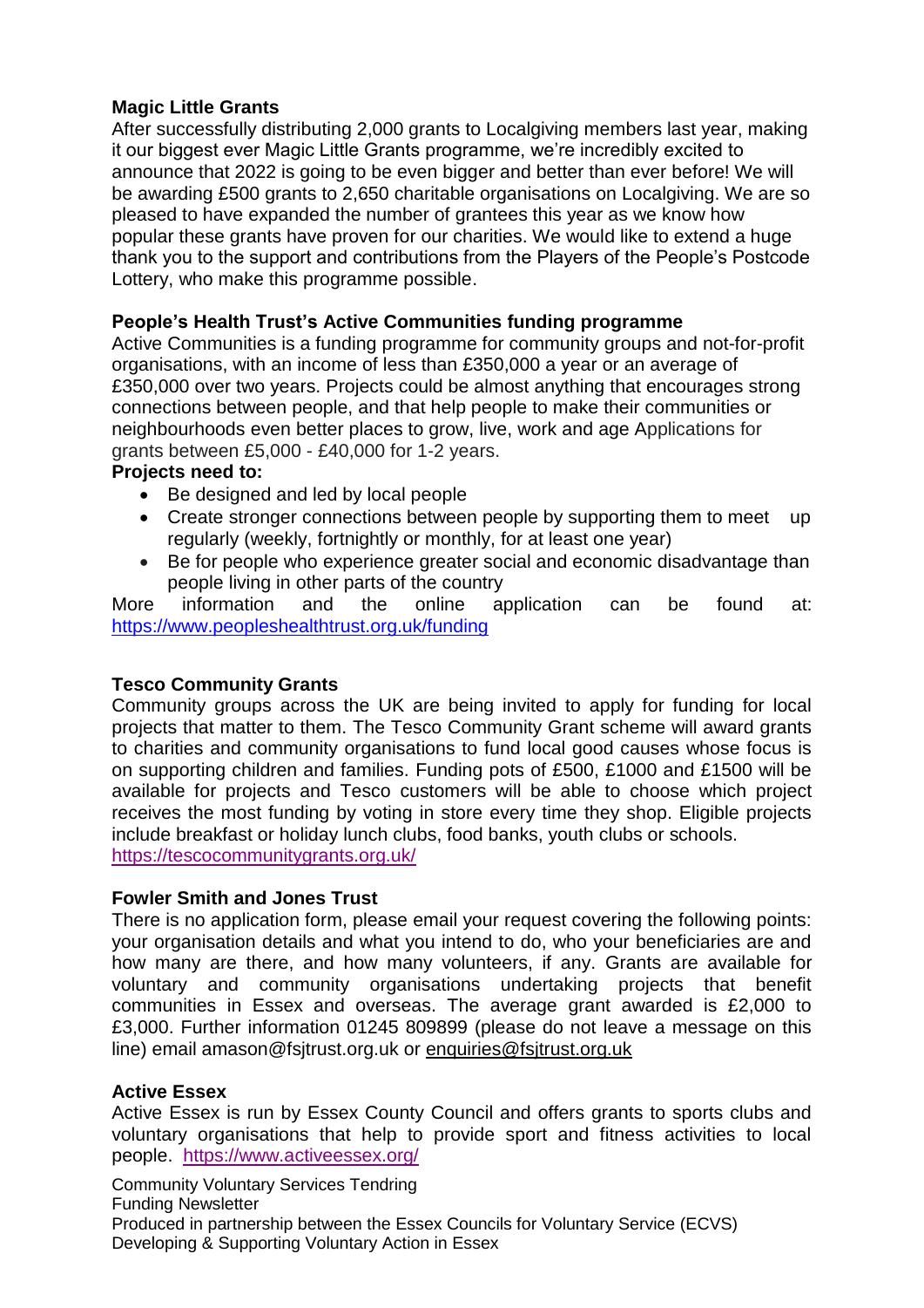**Magic Little Grants**

After successfully distributing 2,000 grants to Localgiving members last year, making it our biggest ever Magic Little Grants programme, we're incredibly excited to announce that 2022 is going to be even bigger and better than ever before! We will be awarding £500 grants to 2,650 charitable organisations on Localgiving. We are so pleased to have expanded the number of grantees this year as we know how popular these grants have proven for our charities. We would like to extend a huge thank you to the support and contributions from the Players of the People's Postcode Lottery, who make this programme possible.

**People's Health Trust's Active Communities funding programme**

Active Communities is a funding programme for community groups and not-for-profit organisations, with an income of less than £350,000 a year or an average of £350,000 over two years. Projects could be almost anything that encourages strong connections between people, and that help people to make their communities or neighbourhoods even better places to grow, live, work and age Applications for grants between £5,000 - £40,000 for 1-2 years.

**Projects need to:**

- Be designed and led by local people
- Create stronger connections between people by supporting them to meet up regularly (weekly, fortnightly or monthly, for at least one year)
- Be for people who experience greater social and economic disadvantage than people living in other parts of the country

More information and the online application can be found at: https://www.peopleshealthtrust.org.uk/funding

**Tesco Community Grants**

Community groups across the UK are being invited to apply for funding for local projects that matter to them. The Tesco Community Grant scheme will award grants to charities and community organisations to fund local good causes whose focus is on supporting children and families. Funding pots of £500, £1000 and £1500 will be available for projects and Tesco customers will be able to choose which project receives the most funding by voting in store every time they shop. Eligible projects include breakfast or holiday lunch clubs, food banks, youth clubs or schools.
https://tescocommunitygrants.org.uk/

**Fowler Smith and Jones Trust**

There is no application form, please email your request covering the following points: your organisation details and what you intend to do, who your beneficiaries are and how many are there, and how many volunteers, if any. Grants are available for voluntary and community organisations undertaking projects that benefit communities in Essex and overseas. The average grant awarded is £2,000 to £3,000. Further information 01245 809899 (please do not leave a message on this line) email amason@fsjtrust.org.uk or enquiries@fsjtrust.org.uk

**Active Essex**

Active Essex is run by Essex County Council and offers grants to sports clubs and voluntary organisations that help to provide sport and fitness activities to local people. https://www.activeessex.org/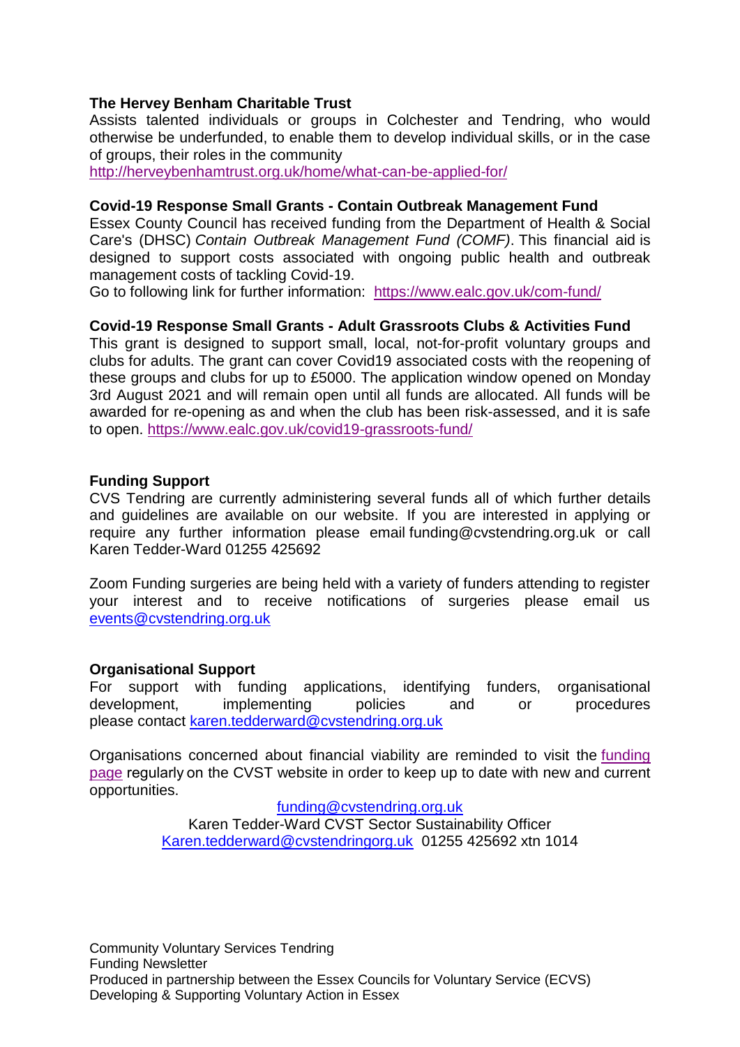**The Hervey Benham Charitable Trust**

Assists talented individuals or groups in Colchester and Tendring, who would otherwise be underfunded, to enable them to develop individual skills, or in the case of groups, their roles in the community

http://herveybenhamtrust.org.uk/home/what-can-be-applied-for/

**Covid-19 Response Small Grants - Contain Outbreak Management Fund**

Essex County Council has received funding from the Department of Health & Social Care's (DHSC) *Contain Outbreak Management Fund (COMF)*. This financial aid is designed to support costs associated with ongoing public health and outbreak management costs of tackling Covid-19.

Go to following link for further information: https://www.ealc.gov.uk/com-fund/

**Covid-19 Response Small Grants - Adult Grassroots Clubs & Activities Fund**

This grant is designed to support small, local, not-for-profit voluntary groups and clubs for adults. The grant can cover Covid19 associated costs with the reopening of these groups and clubs for up to £5000. The application window opened on Monday 3rd August 2021 and will remain open until all funds are allocated. All funds will be awarded for re-opening as and when the club has been risk-assessed, and it is safe to open. https://www.ealc.gov.uk/covid19-grassroots-fund/

**Funding Support**

CVS Tendring are currently administering several funds all of which further details and guidelines are available on our website. If you are interested in applying or require any further information please email funding@cvstendring.org.uk or call Karen Tedder-Ward 01255 425692

Zoom Funding surgeries are being held with a variety of funders attending to register your interest and to receive notifications of surgeries please email us events@cvstendring.org.uk

**Organisational Support**

For support with funding applications, identifying funders, organisational development, implementing policies and or procedures please contact karen.tedderward@cvstendring.org.uk

Organisations concerned about financial viability are reminded to visit the funding page regularly on the CVST website in order to keep up to date with new and current opportunities.

funding@cvstendring.org.uk
Karen Tedder-Ward CVST Sector Sustainability Officer
Karen.tedderward@cvstendringorg.uk 01255 425692 xtn 1014

Community Voluntary Services Tendring
Funding Newsletter
Produced in partnership between the Essex Councils for Voluntary Service (ECVS)
Developing & Supporting Voluntary Action in Essex